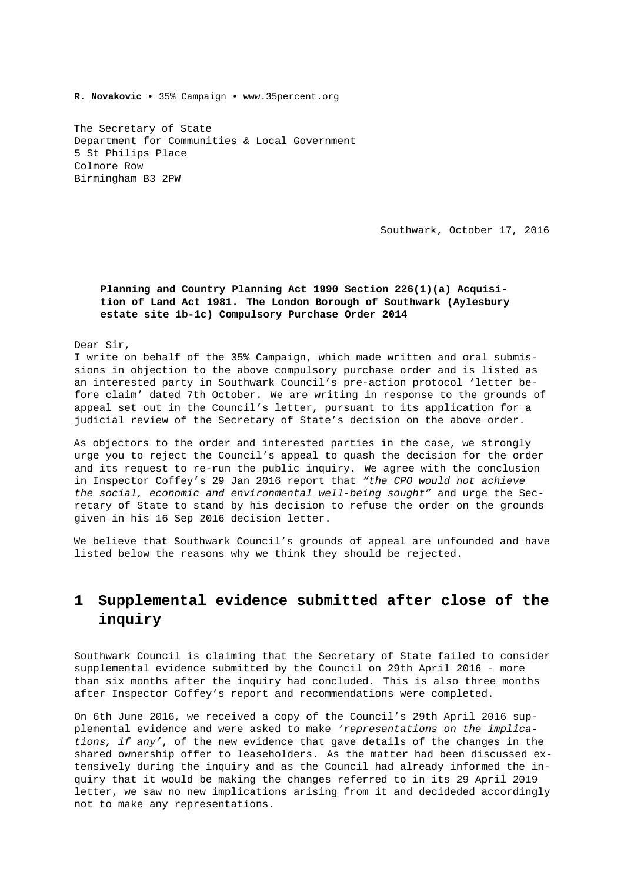**R. Novakovic** • 35% Campaign • www.35percent.org

The Secretary of State
Department for Communities & Local Government
5 St Philips Place
Colmore Row
Birmingham B3 2PW

Southwark, October 17, 2016

**Planning and Country Planning Act 1990 Section 226(1)(a) Acquisition of Land Act 1981. The London Borough of Southwark (Aylesbury estate site 1b-1c) Compulsory Purchase Order 2014**

Dear Sir,
I write on behalf of the 35% Campaign, which made written and oral submissions in objection to the above compulsory purchase order and is listed as an interested party in Southwark Council's pre-action protocol 'letter before claim' dated 7th October. We are writing in response to the grounds of appeal set out in the Council's letter, pursuant to its application for a judicial review of the Secretary of State's decision on the above order.

As objectors to the order and interested parties in the case, we strongly urge you to reject the Council's appeal to quash the decision for the order and its request to re-run the public inquiry. We agree with the conclusion in Inspector Coffey's 29 Jan 2016 report that *"the CPO would not achieve the social, economic and environmental well-being sought"* and urge the Secretary of State to stand by his decision to refuse the order on the grounds given in his 16 Sep 2016 decision letter.

We believe that Southwark Council's grounds of appeal are unfounded and have listed below the reasons why we think they should be rejected.

# 1 Supplemental evidence submitted after close of the inquiry

Southwark Council is claiming that the Secretary of State failed to consider supplemental evidence submitted by the Council on 29th April 2016 - more than six months after the inquiry had concluded. This is also three months after Inspector Coffey's report and recommendations were completed.

On 6th June 2016, we received a copy of the Council's 29th April 2016 supplemental evidence and were asked to make *'representations on the implications, if any'*, of the new evidence that gave details of the changes in the shared ownership offer to leaseholders. As the matter had been discussed extensively during the inquiry and as the Council had already informed the inquiry that it would be making the changes referred to in its 29 April 2019 letter, we saw no new implications arising from it and decideded accordingly not to make any representations.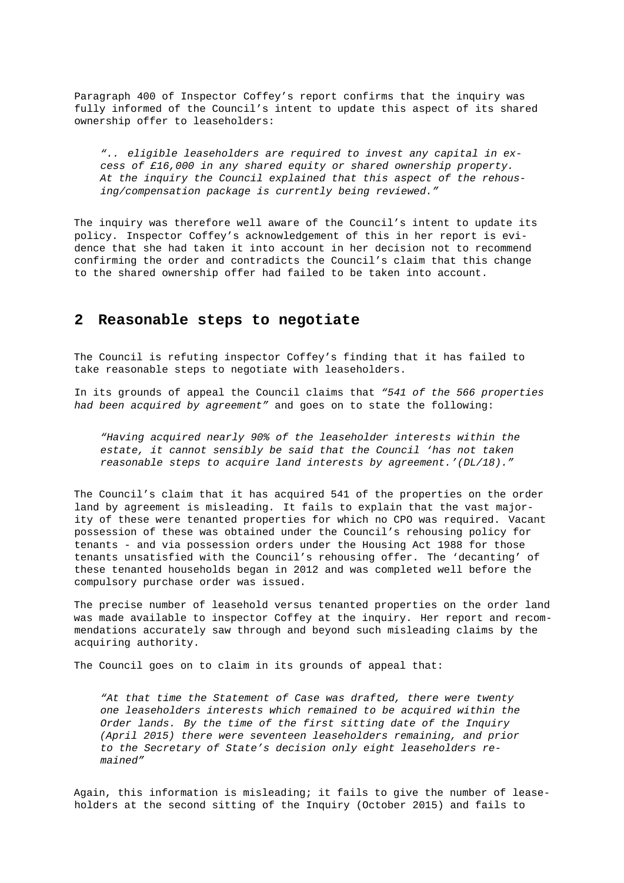Paragraph 400 of Inspector Coffey's report confirms that the inquiry was fully informed of the Council's intent to update this aspect of its shared ownership offer to leaseholders:

> *".. eligible leaseholders are required to invest any capital in excess of £16,000 in any shared equity or shared ownership property. At the inquiry the Council explained that this aspect of the rehousing/compensation package is currently being reviewed."*

The inquiry was therefore well aware of the Council's intent to update its policy. Inspector Coffey's acknowledgement of this in her report is evidence that she had taken it into account in her decision not to recommend confirming the order and contradicts the Council's claim that this change to the shared ownership offer had failed to be taken into account.

## 2 Reasonable steps to negotiate

The Council is refuting inspector Coffey's finding that it has failed to take reasonable steps to negotiate with leaseholders.

In its grounds of appeal the Council claims that *"541 of the 566 properties had been acquired by agreement"* and goes on to state the following:

> *"Having acquired nearly 90% of the leaseholder interests within the estate, it cannot sensibly be said that the Council 'has not taken reasonable steps to acquire land interests by agreement.'(DL/18)."*

The Council's claim that it has acquired 541 of the properties on the order land by agreement is misleading. It fails to explain that the vast majority of these were tenanted properties for which no CPO was required. Vacant possession of these was obtained under the Council's rehousing policy for tenants - and via possession orders under the Housing Act 1988 for those tenants unsatisfied with the Council's rehousing offer. The 'decanting' of these tenanted households began in 2012 and was completed well before the compulsory purchase order was issued.

The precise number of leasehold versus tenanted properties on the order land was made available to inspector Coffey at the inquiry. Her report and recommendations accurately saw through and beyond such misleading claims by the acquiring authority.

The Council goes on to claim in its grounds of appeal that:

> *"At that time the Statement of Case was drafted, there were twenty one leaseholders interests which remained to be acquired within the Order lands. By the time of the first sitting date of the Inquiry (April 2015) there were seventeen leaseholders remaining, and prior to the Secretary of State's decision only eight leaseholders remained"*

Again, this information is misleading; it fails to give the number of leaseholders at the second sitting of the Inquiry (October 2015) and fails to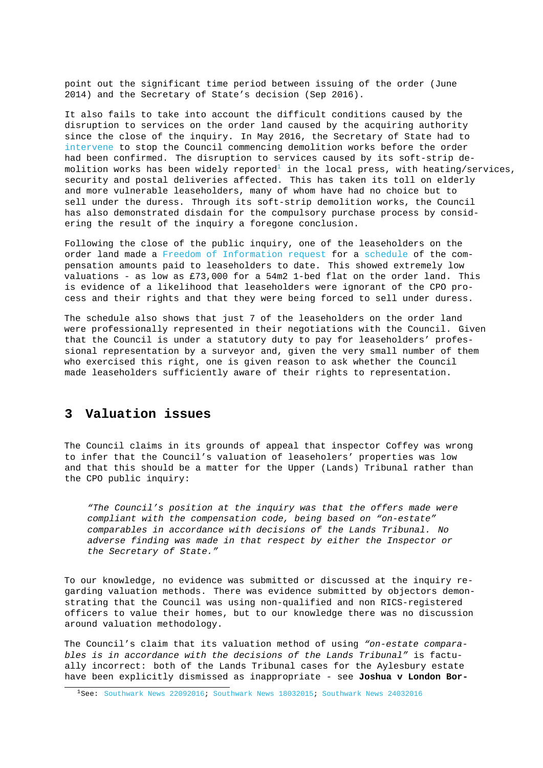point out the significant time period between issuing of the order (June 2014) and the Secretary of State's decision (Sep 2016).

It also fails to take into account the difficult conditions caused by the disruption to services on the order land caused by the acquiring authority since the close of the inquiry. In May 2016, the Secretary of State had to intervene to stop the Council commencing demolition works before the order had been confirmed. The disruption to services caused by its soft-strip demolition works has been widely reported[1] in the local press, with heating/services, security and postal deliveries affected. This has taken its toll on elderly and more vulnerable leaseholders, many of whom have had no choice but to sell under the duress. Through its soft-strip demolition works, the Council has also demonstrated disdain for the compulsory purchase process by considering the result of the inquiry a foregone conclusion.

Following the close of the public inquiry, one of the leaseholders on the order land made a Freedom of Information request for a schedule of the compensation amounts paid to leaseholders to date. This showed extremely low valuations - as low as £73,000 for a 54m2 1-bed flat on the order land. This is evidence of a likelihood that leaseholders were ignorant of the CPO process and their rights and that they were being forced to sell under duress.

The schedule also shows that just 7 of the leaseholders on the order land were professionally represented in their negotiations with the Council. Given that the Council is under a statutory duty to pay for leaseholders' professional representation by a surveyor and, given the very small number of them who exercised this right, one is given reason to ask whether the Council made leaseholders sufficiently aware of their rights to representation.

## 3 Valuation issues

The Council claims in its grounds of appeal that inspector Coffey was wrong to infer that the Council's valuation of leaseholders' properties was low and that this should be a matter for the Upper (Lands) Tribunal rather than the CPO public inquiry:

> *"The Council's position at the inquiry was that the offers made were compliant with the compensation code, being based on "on-estate" comparables in accordance with decisions of the Lands Tribunal. No adverse finding was made in that respect by either the Inspector or the Secretary of State."*

To our knowledge, no evidence was submitted or discussed at the inquiry regarding valuation methods. There was evidence submitted by objectors demonstrating that the Council was using non-qualified and non RICS-registered officers to value their homes, but to our knowledge there was no discussion around valuation methodology.

The Council's claim that its valuation method of using *"on-estate comparables is in accordance with the decisions of the Lands Tribunal"* is factually incorrect: both of the Lands Tribunal cases for the Aylesbury estate have been explicitly dismissed as inappropriate - see **Joshua v London Bor-**

[1] See: Southwark News 22092016; Southwark News 18032015; Southwark News 24032016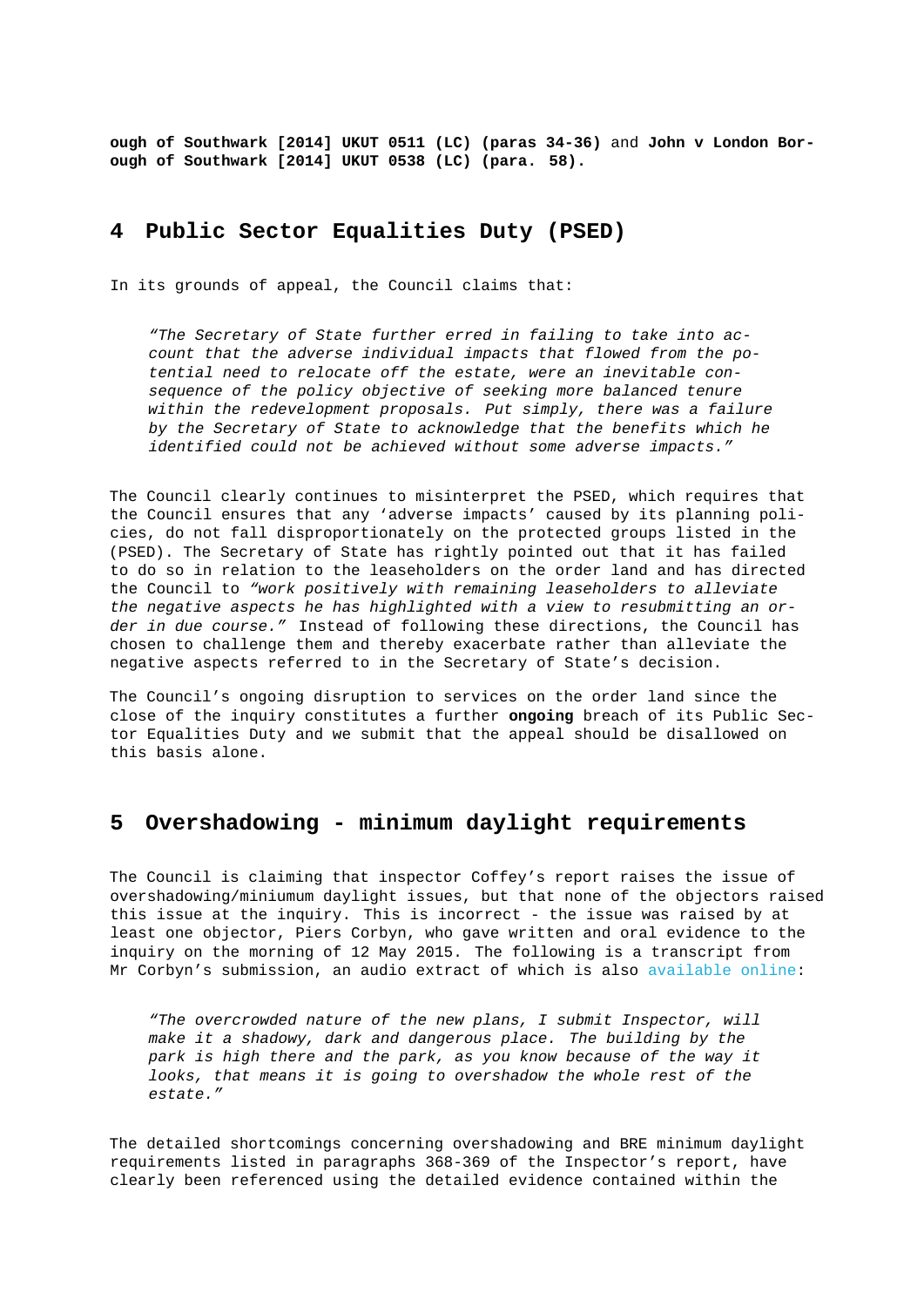**ough of Southwark [2014] UKUT 0511 (LC) (paras 34-36)** and **John v London Borough of Southwark [2014] UKUT 0538 (LC) (para. 58).**

## 4 Public Sector Equalities Duty (PSED)

In its grounds of appeal, the Council claims that:

> *"The Secretary of State further erred in failing to take into account that the adverse individual impacts that flowed from the potential need to relocate off the estate, were an inevitable consequence of the policy objective of seeking more balanced tenure within the redevelopment proposals. Put simply, there was a failure by the Secretary of State to acknowledge that the benefits which he identified could not be achieved without some adverse impacts."*

The Council clearly continues to misinterpret the PSED, which requires that the Council ensures that any 'adverse impacts' caused by its planning policies, do not fall disproportionately on the protected groups listed in the (PSED). The Secretary of State has rightly pointed out that it has failed to do so in relation to the leaseholders on the order land and has directed the Council to *"work positively with remaining leaseholders to alleviate the negative aspects he has highlighted with a view to resubmitting an order in due course."* Instead of following these directions, the Council has chosen to challenge them and thereby exacerbate rather than alleviate the negative aspects referred to in the Secretary of State's decision.

The Council's ongoing disruption to services on the order land since the close of the inquiry constitutes a further **ongoing** breach of its Public Sector Equalities Duty and we submit that the appeal should be disallowed on this basis alone.

## 5 Overshadowing - minimum daylight requirements

The Council is claiming that inspector Coffey's report raises the issue of overshadowing/miniumum daylight issues, but that none of the objectors raised this issue at the inquiry. This is incorrect - the issue was raised by at least one objector, Piers Corbyn, who gave written and oral evidence to the inquiry on the morning of 12 May 2015. The following is a transcript from Mr Corbyn's submission, an audio extract of which is also available online:

> *"The overcrowded nature of the new plans, I submit Inspector, will make it a shadowy, dark and dangerous place. The building by the park is high there and the park, as you know because of the way it looks, that means it is going to overshadow the whole rest of the estate."*

The detailed shortcomings concerning overshadowing and BRE minimum daylight requirements listed in paragraphs 368-369 of the Inspector's report, have clearly been referenced using the detailed evidence contained within the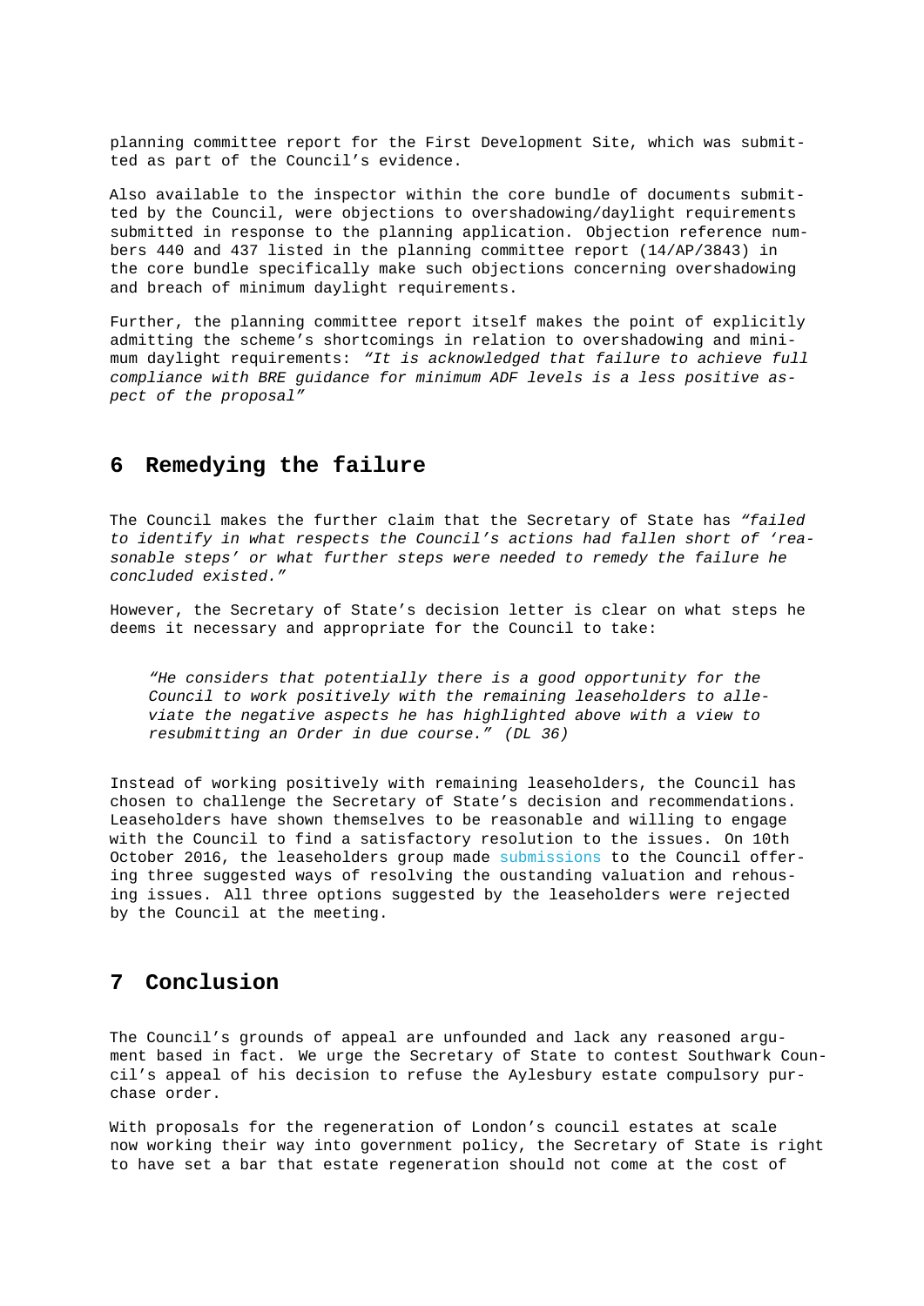planning committee report for the First Development Site, which was submitted as part of the Council's evidence.

Also available to the inspector within the core bundle of documents submitted by the Council, were objections to overshadowing/daylight requirements submitted in response to the planning application. Objection reference numbers 440 and 437 listed in the planning committee report (14/AP/3843) in the core bundle specifically make such objections concerning overshadowing and breach of minimum daylight requirements.

Further, the planning committee report itself makes the point of explicitly admitting the scheme's shortcomings in relation to overshadowing and minimum daylight requirements: *"It is acknowledged that failure to achieve full compliance with BRE guidance for minimum ADF levels is a less positive aspect of the proposal"*

## 6 Remedying the failure

The Council makes the further claim that the Secretary of State has *"failed to identify in what respects the Council's actions had fallen short of 'reasonable steps' or what further steps were needed to remedy the failure he concluded existed."*

However, the Secretary of State's decision letter is clear on what steps he deems it necessary and appropriate for the Council to take:

> *"He considers that potentially there is a good opportunity for the Council to work positively with the remaining leaseholders to alleviate the negative aspects he has highlighted above with a view to resubmitting an Order in due course." (DL 36)*

Instead of working positively with remaining leaseholders, the Council has chosen to challenge the Secretary of State's decision and recommendations. Leaseholders have shown themselves to be reasonable and willing to engage with the Council to find a satisfactory resolution to the issues. On 10th October 2016, the leaseholders group made submissions to the Council offering three suggested ways of resolving the oustanding valuation and rehousing issues. All three options suggested by the leaseholders were rejected by the Council at the meeting.

## 7 Conclusion

The Council's grounds of appeal are unfounded and lack any reasoned argument based in fact. We urge the Secretary of State to contest Southwark Council's appeal of his decision to refuse the Aylesbury estate compulsory purchase order.

With proposals for the regeneration of London's council estates at scale now working their way into government policy, the Secretary of State is right to have set a bar that estate regeneration should not come at the cost of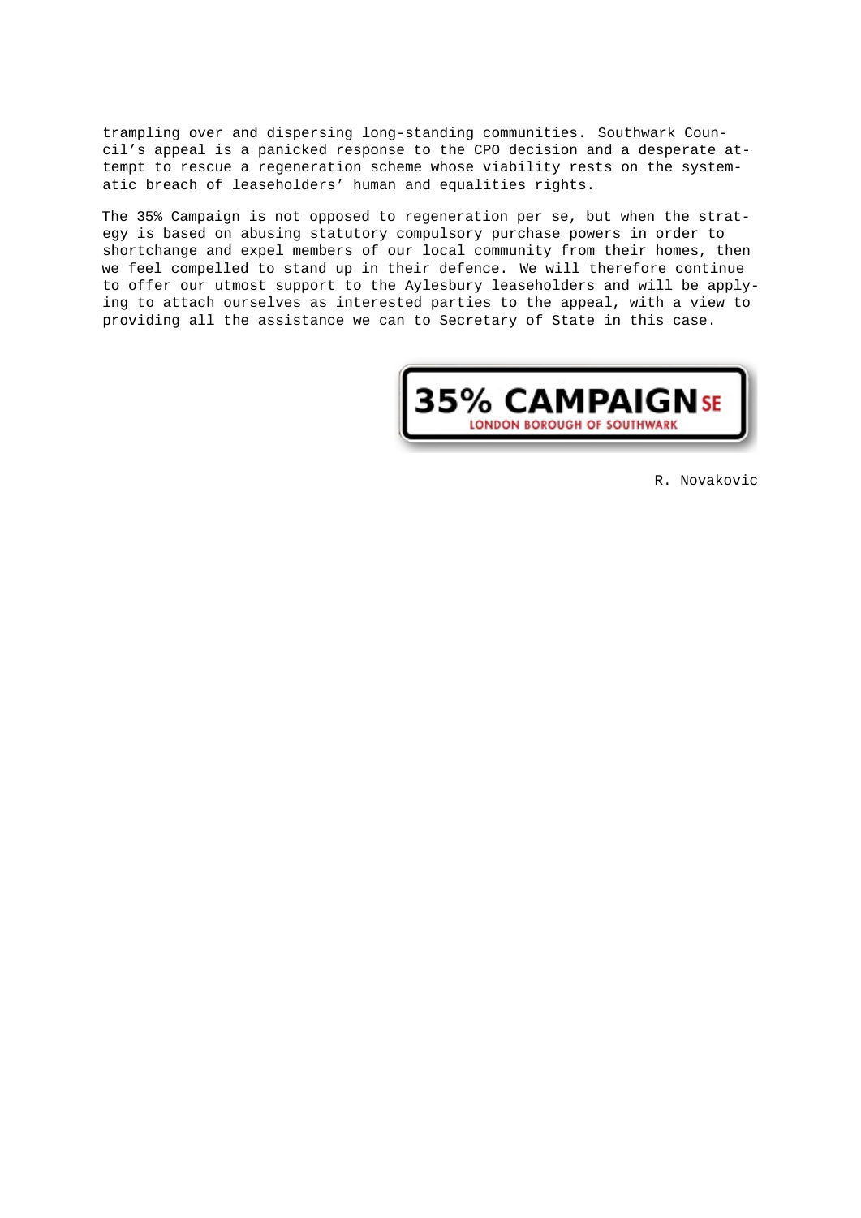trampling over and dispersing long-standing communities. Southwark Council's appeal is a panicked response to the CPO decision and a desperate attempt to rescue a regeneration scheme whose viability rests on the systematic breach of leaseholders' human and equalities rights.

The 35% Campaign is not opposed to regeneration per se, but when the strategy is based on abusing statutory compulsory purchase powers in order to shortchange and expel members of our local community from their homes, then we feel compelled to stand up in their defence. We will therefore continue to offer our utmost support to the Aylesbury leaseholders and will be applying to attach ourselves as interested parties to the appeal, with a view to providing all the assistance we can to Secretary of State in this case.

35% CAMPAIGN SE
LONDON BOROUGH OF SOUTHWARK

R. Novakovic